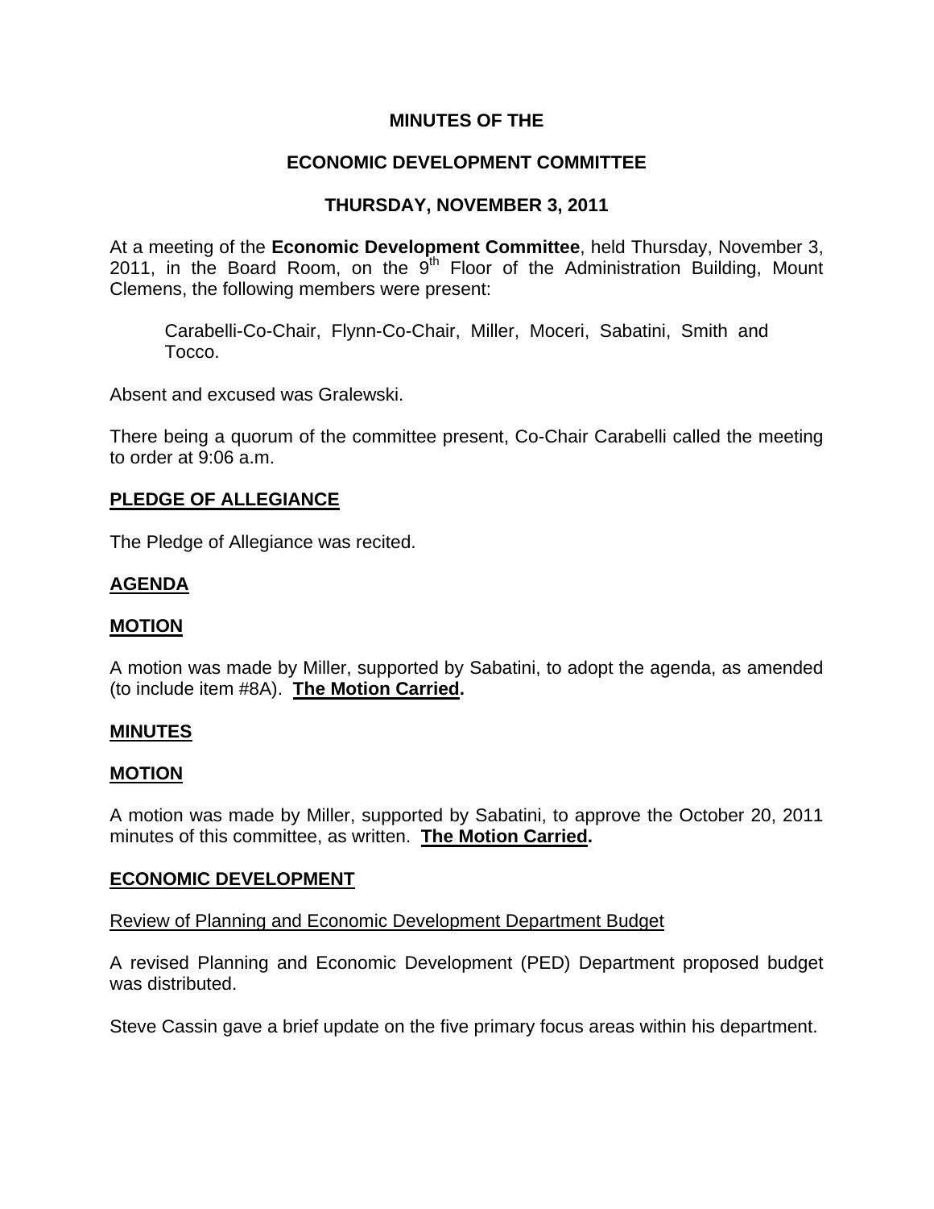**MINUTES OF THE**

**ECONOMIC DEVELOPMENT COMMITTEE**

**THURSDAY, NOVEMBER 3, 2011**

At a meeting of the **Economic Development Committee**, held Thursday, November 3, 2011, in the Board Room, on the 9th Floor of the Administration Building, Mount Clemens, the following members were present:

> Carabelli-Co-Chair, Flynn-Co-Chair, Miller, Moceri, Sabatini, Smith and Tocco.

Absent and excused was Gralewski.

There being a quorum of the committee present, Co-Chair Carabelli called the meeting to order at 9:06 a.m.

**PLEDGE OF ALLEGIANCE**

The Pledge of Allegiance was recited.

**AGENDA**

**MOTION**

A motion was made by Miller, supported by Sabatini, to adopt the agenda, as amended (to include item #8A). **The Motion Carried.**

**MINUTES**

**MOTION**

A motion was made by Miller, supported by Sabatini, to approve the October 20, 2011 minutes of this committee, as written. **The Motion Carried.**

**ECONOMIC DEVELOPMENT**

Review of Planning and Economic Development Department Budget

A revised Planning and Economic Development (PED) Department proposed budget was distributed.

Steve Cassin gave a brief update on the five primary focus areas within his department.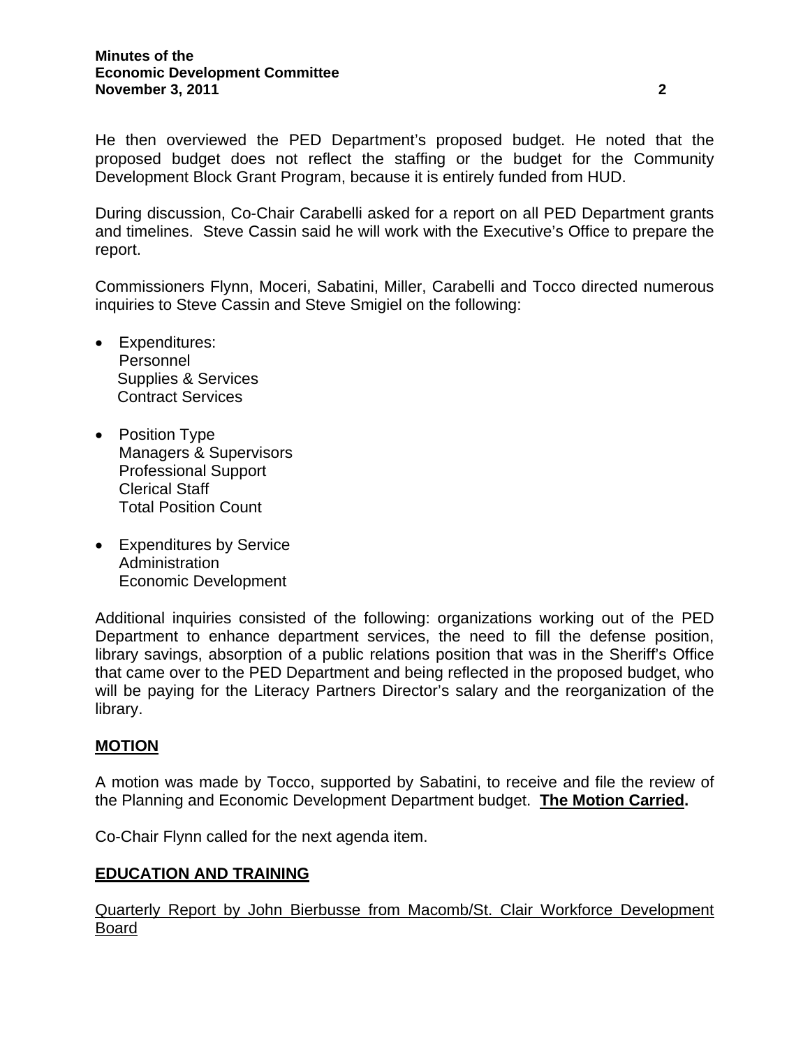He then overviewed the PED Department's proposed budget. He noted that the proposed budget does not reflect the staffing or the budget for the Community Development Block Grant Program, because it is entirely funded from HUD.

During discussion, Co-Chair Carabelli asked for a report on all PED Department grants and timelines. Steve Cassin said he will work with the Executive's Office to prepare the report.

Commissioners Flynn, Moceri, Sabatini, Miller, Carabelli and Tocco directed numerous inquiries to Steve Cassin and Steve Smigiel on the following:

- Expenditures:
  Personnel
  Supplies & Services
  Contract Services

- Position Type
  Managers & Supervisors
  Professional Support
  Clerical Staff
  Total Position Count

- Expenditures by Service
  Administration
  Economic Development

Additional inquiries consisted of the following: organizations working out of the PED Department to enhance department services, the need to fill the defense position, library savings, absorption of a public relations position that was in the Sheriff's Office that came over to the PED Department and being reflected in the proposed budget, who will be paying for the Literacy Partners Director's salary and the reorganization of the library.

## MOTION

A motion was made by Tocco, supported by Sabatini, to receive and file the review of the Planning and Economic Development Department budget. **The Motion Carried.**

Co-Chair Flynn called for the next agenda item.

## EDUCATION AND TRAINING

Quarterly Report by John Bierbusse from Macomb/St. Clair Workforce Development Board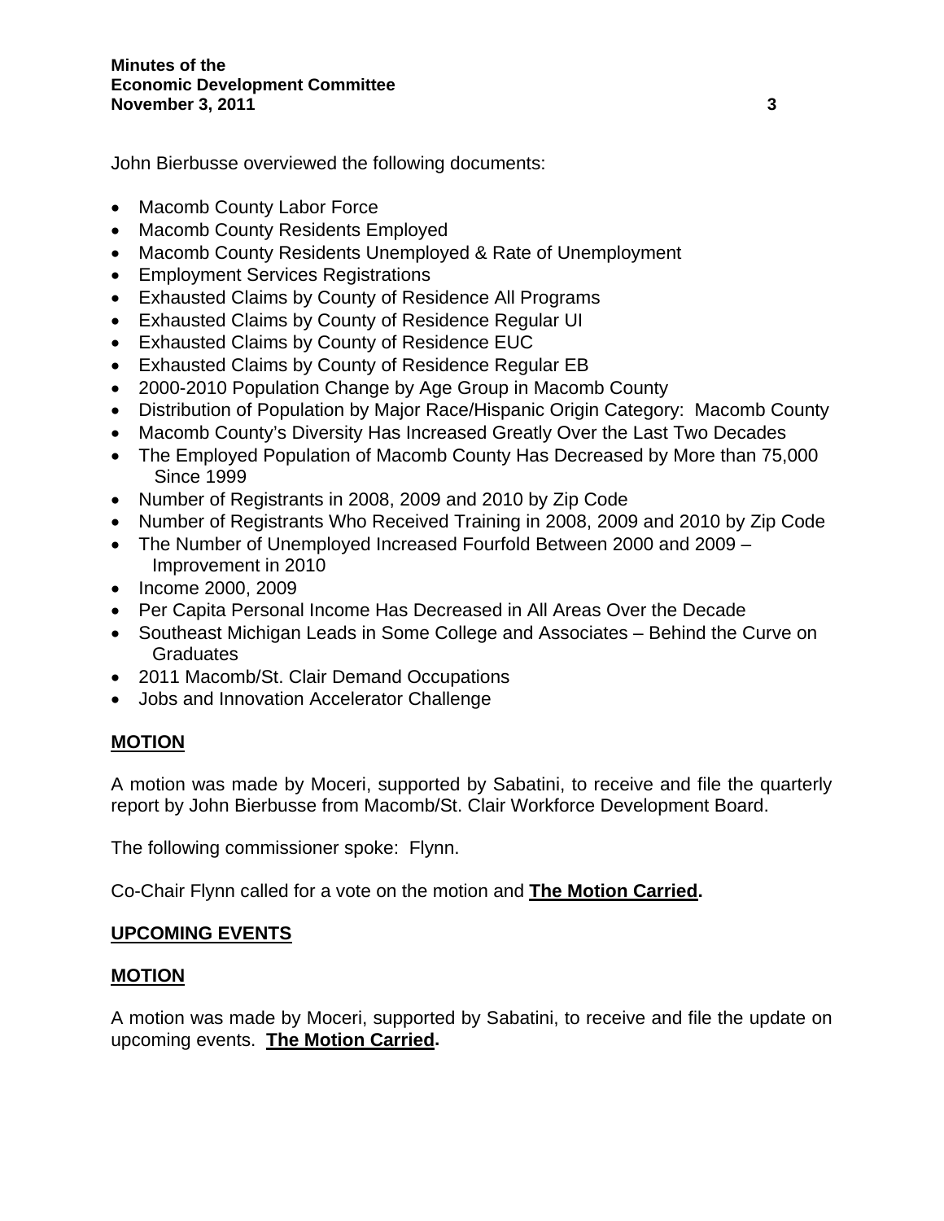John Bierbusse overviewed the following documents:

- Macomb County Labor Force
- Macomb County Residents Employed
- Macomb County Residents Unemployed & Rate of Unemployment
- Employment Services Registrations
- Exhausted Claims by County of Residence All Programs
- Exhausted Claims by County of Residence Regular UI
- Exhausted Claims by County of Residence EUC
- Exhausted Claims by County of Residence Regular EB
- 2000-2010 Population Change by Age Group in Macomb County
- Distribution of Population by Major Race/Hispanic Origin Category: Macomb County
- Macomb County's Diversity Has Increased Greatly Over the Last Two Decades
- The Employed Population of Macomb County Has Decreased by More than 75,000 Since 1999
- Number of Registrants in 2008, 2009 and 2010 by Zip Code
- Number of Registrants Who Received Training in 2008, 2009 and 2010 by Zip Code
- The Number of Unemployed Increased Fourfold Between 2000 and 2009 – Improvement in 2010
- Income 2000, 2009
- Per Capita Personal Income Has Decreased in All Areas Over the Decade
- Southeast Michigan Leads in Some College and Associates – Behind the Curve on Graduates
- 2011 Macomb/St. Clair Demand Occupations
- Jobs and Innovation Accelerator Challenge

**MOTION**

A motion was made by Moceri, supported by Sabatini, to receive and file the quarterly report by John Bierbusse from Macomb/St. Clair Workforce Development Board.

The following commissioner spoke: Flynn.

Co-Chair Flynn called for a vote on the motion and **The Motion Carried.**

**UPCOMING EVENTS**

**MOTION**

A motion was made by Moceri, supported by Sabatini, to receive and file the update on upcoming events. **The Motion Carried.**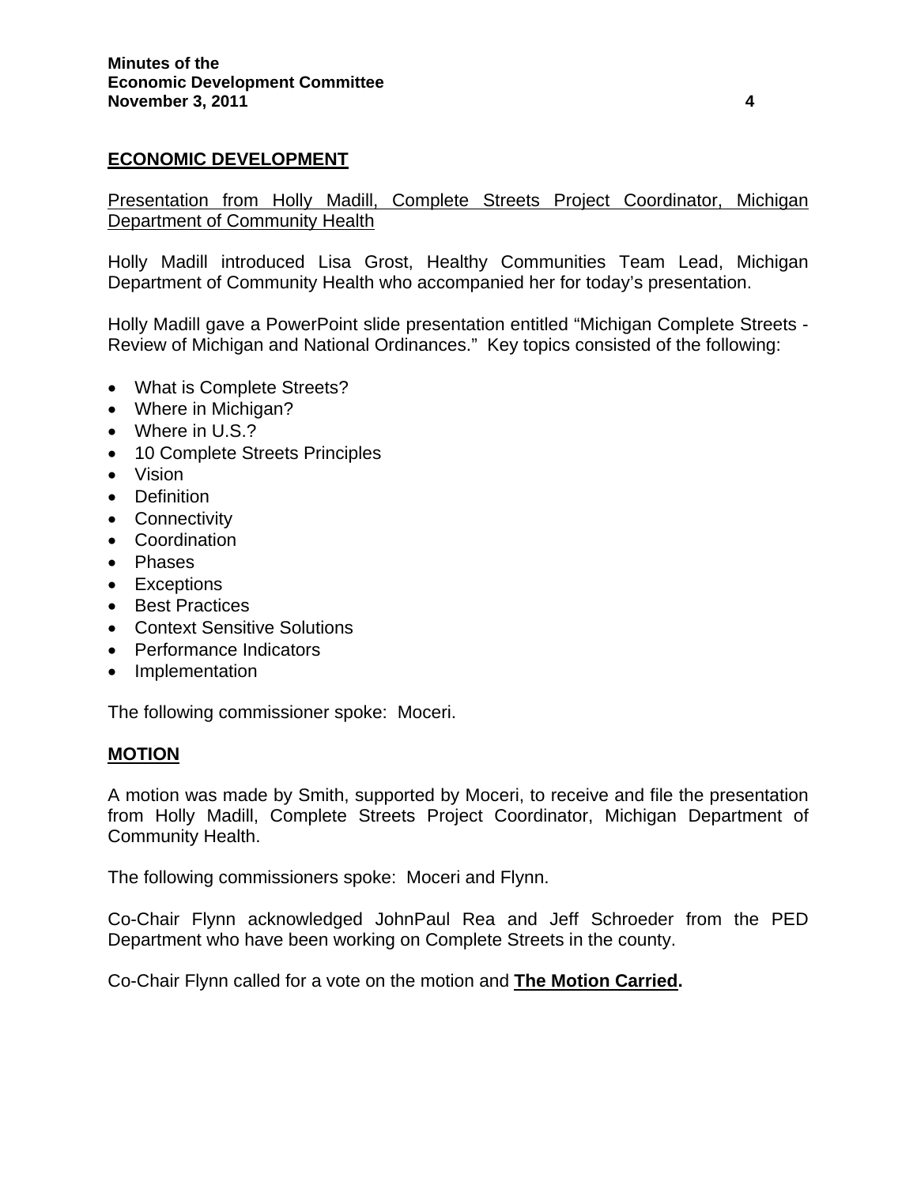## ECONOMIC DEVELOPMENT

Presentation from Holly Madill, Complete Streets Project Coordinator, Michigan Department of Community Health

Holly Madill introduced Lisa Grost, Healthy Communities Team Lead, Michigan Department of Community Health who accompanied her for today's presentation.

Holly Madill gave a PowerPoint slide presentation entitled "Michigan Complete Streets - Review of Michigan and National Ordinances." Key topics consisted of the following:

- What is Complete Streets?
- Where in Michigan?
- Where in U.S.?
- 10 Complete Streets Principles
- Vision
- Definition
- Connectivity
- Coordination
- Phases
- Exceptions
- Best Practices
- Context Sensitive Solutions
- Performance Indicators
- Implementation

The following commissioner spoke: Moceri.

## MOTION

A motion was made by Smith, supported by Moceri, to receive and file the presentation from Holly Madill, Complete Streets Project Coordinator, Michigan Department of Community Health.

The following commissioners spoke: Moceri and Flynn.

Co-Chair Flynn acknowledged JohnPaul Rea and Jeff Schroeder from the PED Department who have been working on Complete Streets in the county.

Co-Chair Flynn called for a vote on the motion and **The Motion Carried.**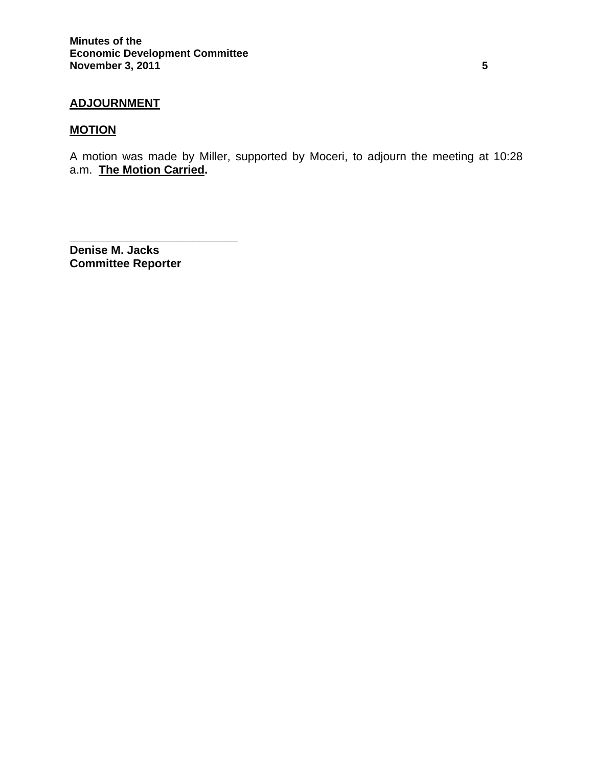## ADJOURNMENT

## MOTION

A motion was made by Miller, supported by Moceri, to adjourn the meeting at 10:28 a.m. **The Motion Carried.**

___________________________

**Denise M. Jacks**
**Committee Reporter**